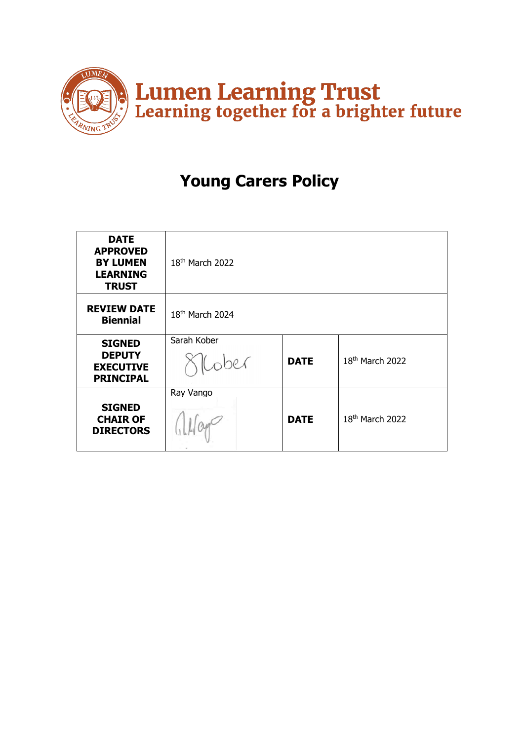**Lumen Learning Trust**
**Learning together for a brighter future**

# Young Carers Policy

| | | | |
|---|---|---|---|
| **DATE APPROVED BY LUMEN LEARNING TRUST** | 18th March 2022 | | |
| **REVIEW DATE Biennial** | 18th March 2024 | | |
| **SIGNED DEPUTY EXECUTIVE PRINCIPAL** | Sarah Kober | **DATE** | 18th March 2022 |
| **SIGNED CHAIR OF DIRECTORS** | Ray Vango | **DATE** | 18th March 2022 |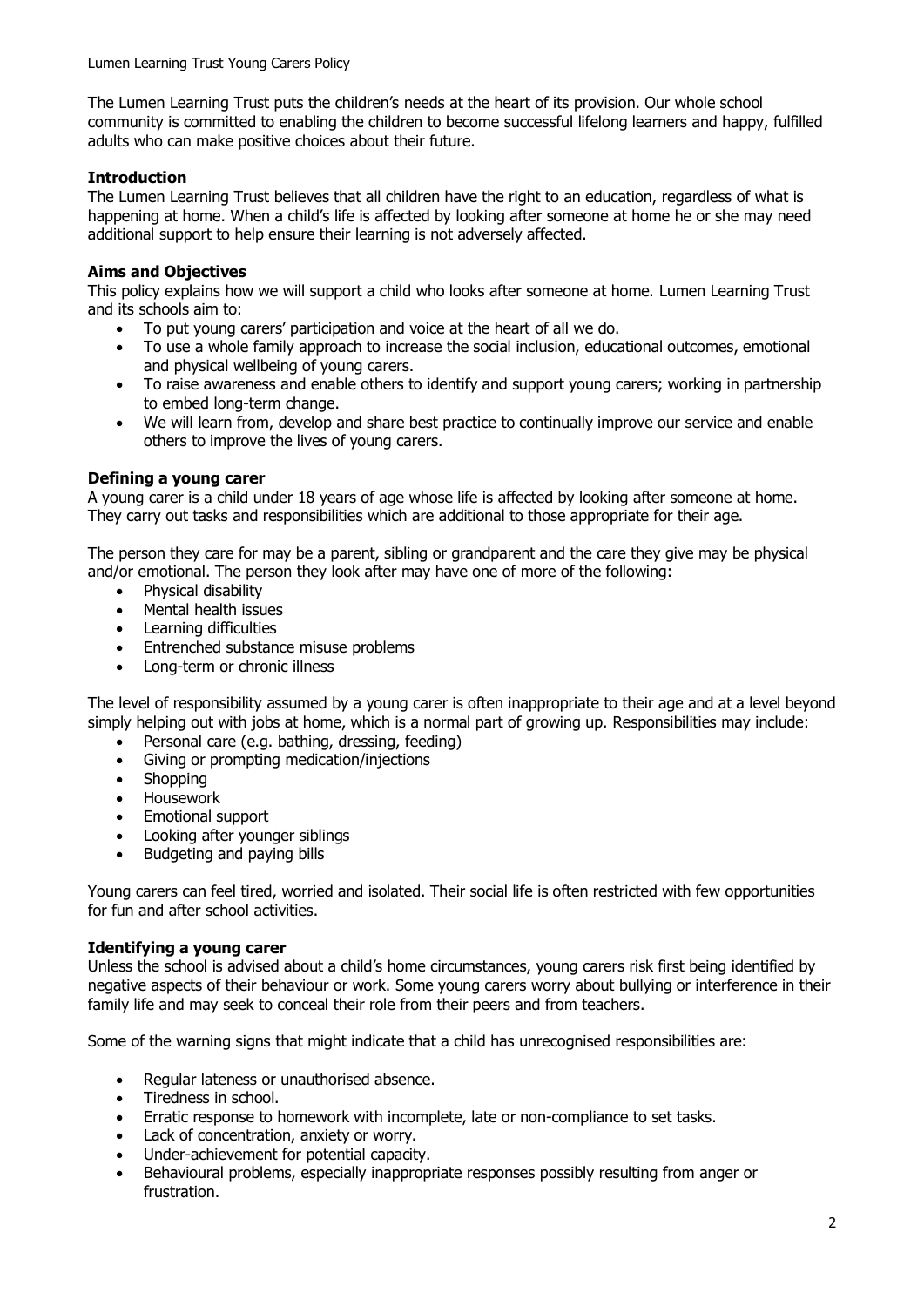The Lumen Learning Trust puts the children's needs at the heart of its provision. Our whole school community is committed to enabling the children to become successful lifelong learners and happy, fulfilled adults who can make positive choices about their future.

### Introduction

The Lumen Learning Trust believes that all children have the right to an education, regardless of what is happening at home. When a child's life is affected by looking after someone at home he or she may need additional support to help ensure their learning is not adversely affected.

### Aims and Objectives

This policy explains how we will support a child who looks after someone at home. Lumen Learning Trust and its schools aim to:

- To put young carers' participation and voice at the heart of all we do.
- To use a whole family approach to increase the social inclusion, educational outcomes, emotional and physical wellbeing of young carers.
- To raise awareness and enable others to identify and support young carers; working in partnership to embed long-term change.
- We will learn from, develop and share best practice to continually improve our service and enable others to improve the lives of young carers.

### Defining a young carer

A young carer is a child under 18 years of age whose life is affected by looking after someone at home. They carry out tasks and responsibilities which are additional to those appropriate for their age.

The person they care for may be a parent, sibling or grandparent and the care they give may be physical and/or emotional. The person they look after may have one of more of the following:

- Physical disability
- Mental health issues
- Learning difficulties
- Entrenched substance misuse problems
- Long-term or chronic illness

The level of responsibility assumed by a young carer is often inappropriate to their age and at a level beyond simply helping out with jobs at home, which is a normal part of growing up. Responsibilities may include:

- Personal care (e.g. bathing, dressing, feeding)
- Giving or prompting medication/injections
- Shopping
- Housework
- Emotional support
- Looking after younger siblings
- Budgeting and paying bills

Young carers can feel tired, worried and isolated. Their social life is often restricted with few opportunities for fun and after school activities.

### Identifying a young carer

Unless the school is advised about a child's home circumstances, young carers risk first being identified by negative aspects of their behaviour or work. Some young carers worry about bullying or interference in their family life and may seek to conceal their role from their peers and from teachers.

Some of the warning signs that might indicate that a child has unrecognised responsibilities are:

- Regular lateness or unauthorised absence.
- Tiredness in school.
- Erratic response to homework with incomplete, late or non-compliance to set tasks.
- Lack of concentration, anxiety or worry.
- Under-achievement for potential capacity.
- Behavioural problems, especially inappropriate responses possibly resulting from anger or frustration.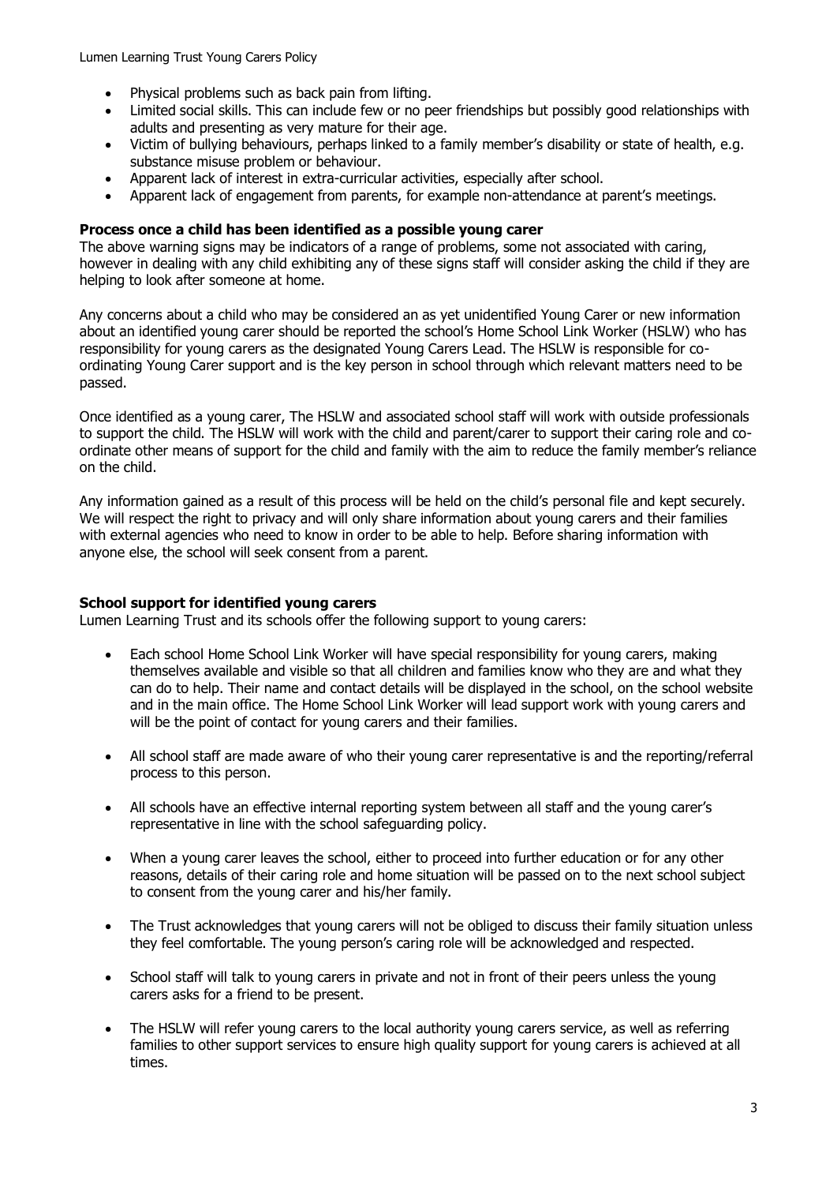- Physical problems such as back pain from lifting.
- Limited social skills. This can include few or no peer friendships but possibly good relationships with adults and presenting as very mature for their age.
- Victim of bullying behaviours, perhaps linked to a family member's disability or state of health, e.g. substance misuse problem or behaviour.
- Apparent lack of interest in extra-curricular activities, especially after school.
- Apparent lack of engagement from parents, for example non-attendance at parent's meetings.

**Process once a child has been identified as a possible young carer**

The above warning signs may be indicators of a range of problems, some not associated with caring, however in dealing with any child exhibiting any of these signs staff will consider asking the child if they are helping to look after someone at home.

Any concerns about a child who may be considered an as yet unidentified Young Carer or new information about an identified young carer should be reported the school's Home School Link Worker (HSLW) who has responsibility for young carers as the designated Young Carers Lead. The HSLW is responsible for co-ordinating Young Carer support and is the key person in school through which relevant matters need to be passed.

Once identified as a young carer, The HSLW and associated school staff will work with outside professionals to support the child. The HSLW will work with the child and parent/carer to support their caring role and co-ordinate other means of support for the child and family with the aim to reduce the family member's reliance on the child.

Any information gained as a result of this process will be held on the child's personal file and kept securely. We will respect the right to privacy and will only share information about young carers and their families with external agencies who need to know in order to be able to help. Before sharing information with anyone else, the school will seek consent from a parent.

**School support for identified young carers**

Lumen Learning Trust and its schools offer the following support to young carers:

- Each school Home School Link Worker will have special responsibility for young carers, making themselves available and visible so that all children and families know who they are and what they can do to help. Their name and contact details will be displayed in the school, on the school website and in the main office. The Home School Link Worker will lead support work with young carers and will be the point of contact for young carers and their families.

- All school staff are made aware of who their young carer representative is and the reporting/referral process to this person.

- All schools have an effective internal reporting system between all staff and the young carer's representative in line with the school safeguarding policy.

- When a young carer leaves the school, either to proceed into further education or for any other reasons, details of their caring role and home situation will be passed on to the next school subject to consent from the young carer and his/her family.

- The Trust acknowledges that young carers will not be obliged to discuss their family situation unless they feel comfortable. The young person's caring role will be acknowledged and respected.

- School staff will talk to young carers in private and not in front of their peers unless the young carers asks for a friend to be present.

- The HSLW will refer young carers to the local authority young carers service, as well as referring families to other support services to ensure high quality support for young carers is achieved at all times.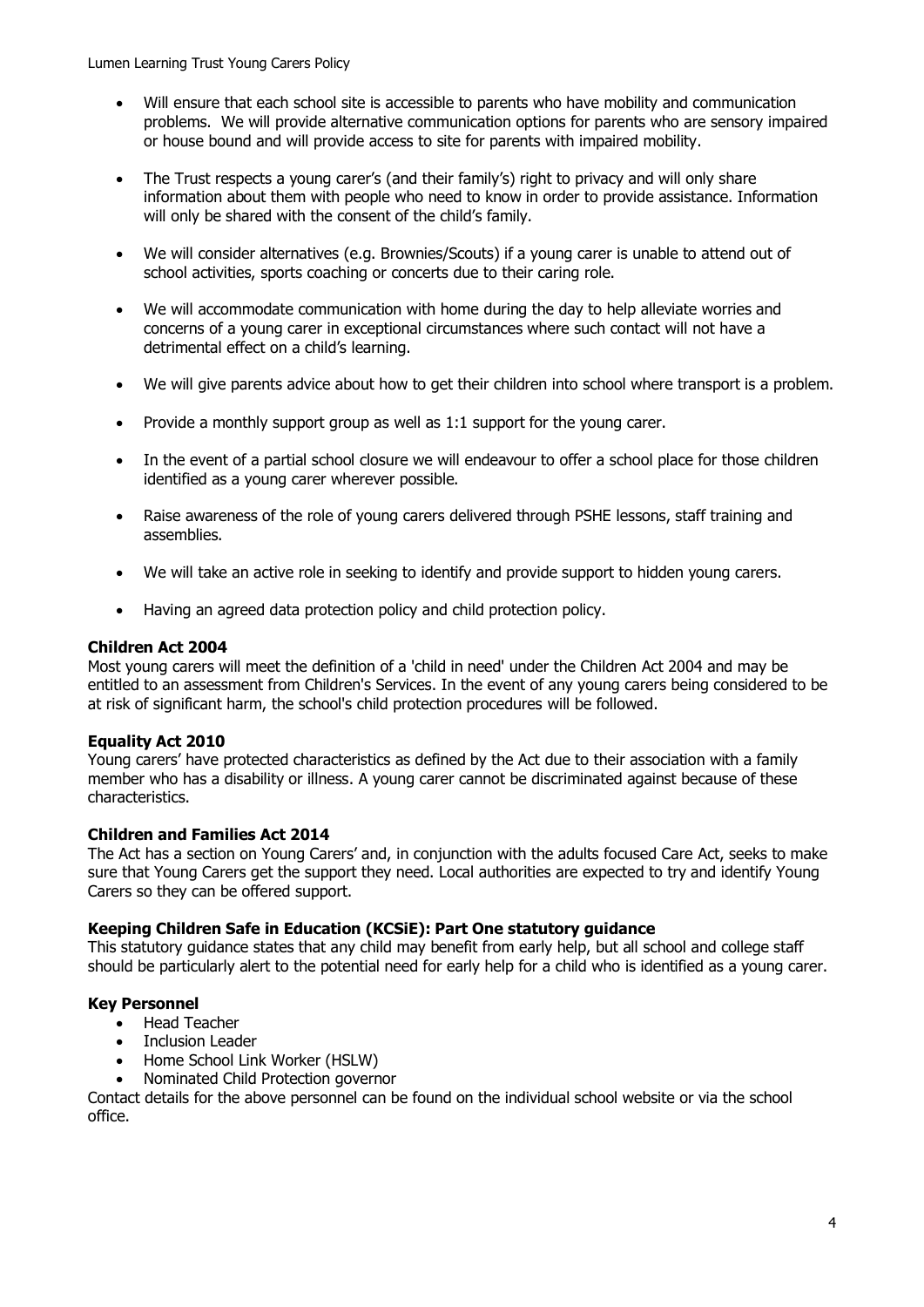- Will ensure that each school site is accessible to parents who have mobility and communication problems. We will provide alternative communication options for parents who are sensory impaired or house bound and will provide access to site for parents with impaired mobility.

- The Trust respects a young carer's (and their family's) right to privacy and will only share information about them with people who need to know in order to provide assistance. Information will only be shared with the consent of the child's family.

- We will consider alternatives (e.g. Brownies/Scouts) if a young carer is unable to attend out of school activities, sports coaching or concerts due to their caring role.

- We will accommodate communication with home during the day to help alleviate worries and concerns of a young carer in exceptional circumstances where such contact will not have a detrimental effect on a child's learning.

- We will give parents advice about how to get their children into school where transport is a problem.

- Provide a monthly support group as well as 1:1 support for the young carer.

- In the event of a partial school closure we will endeavour to offer a school place for those children identified as a young carer wherever possible.

- Raise awareness of the role of young carers delivered through PSHE lessons, staff training and assemblies.

- We will take an active role in seeking to identify and provide support to hidden young carers.

- Having an agreed data protection policy and child protection policy.

**Children Act 2004**
Most young carers will meet the definition of a 'child in need' under the Children Act 2004 and may be entitled to an assessment from Children's Services. In the event of any young carers being considered to be at risk of significant harm, the school's child protection procedures will be followed.

**Equality Act 2010**
Young carers' have protected characteristics as defined by the Act due to their association with a family member who has a disability or illness. A young carer cannot be discriminated against because of these characteristics.

**Children and Families Act 2014**
The Act has a section on Young Carers' and, in conjunction with the adults focused Care Act, seeks to make sure that Young Carers get the support they need. Local authorities are expected to try and identify Young Carers so they can be offered support.

**Keeping Children Safe in Education (KCSiE): Part One statutory guidance**
This statutory guidance states that any child may benefit from early help, but all school and college staff should be particularly alert to the potential need for early help for a child who is identified as a young carer.

**Key Personnel**

- Head Teacher
- Inclusion Leader
- Home School Link Worker (HSLW)
- Nominated Child Protection governor

Contact details for the above personnel can be found on the individual school website or via the school office.